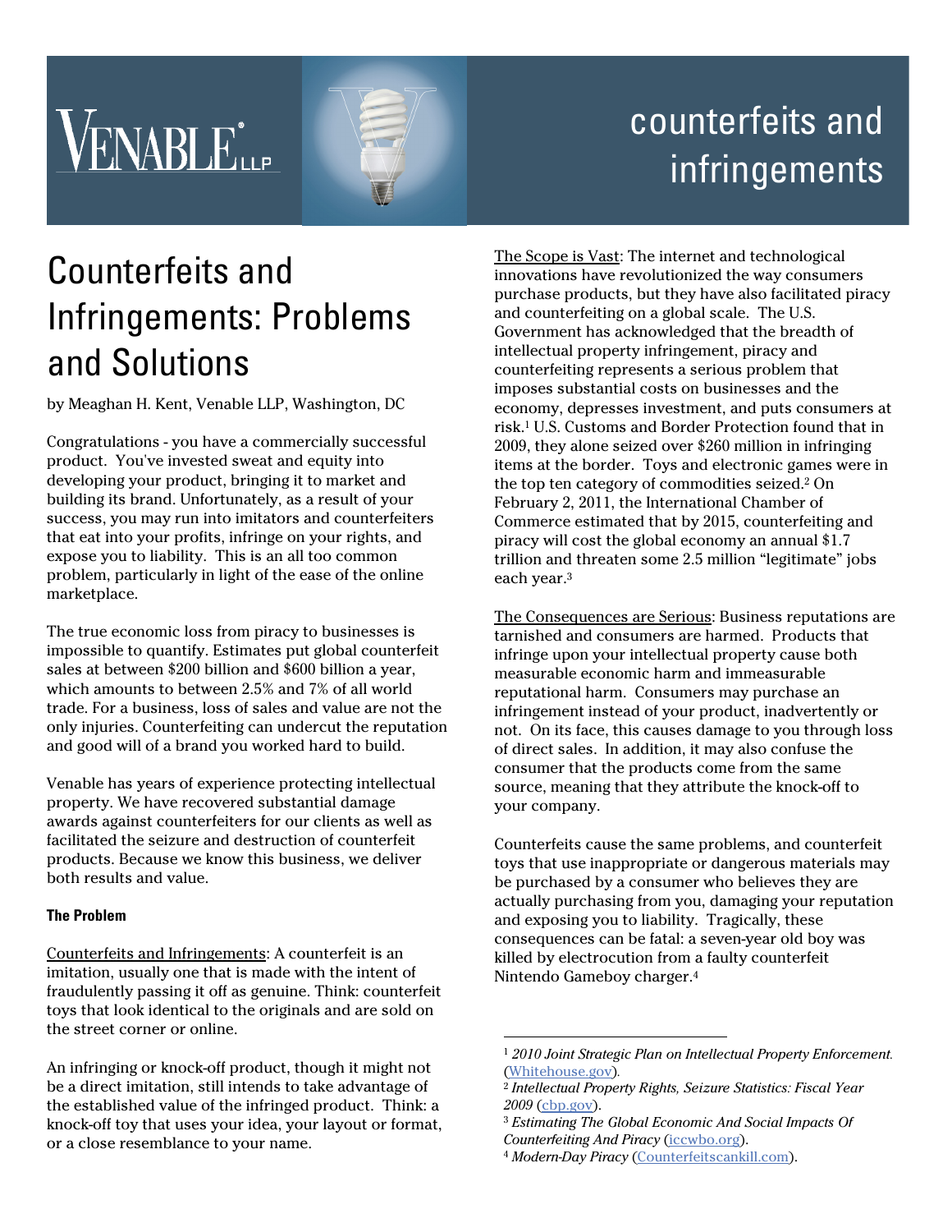VENABLE LLP

counterfeits and infringements

# Counterfeits and Infringements: Problems and Solutions

by Meaghan H. Kent, Venable LLP, Washington, DC

Congratulations - you have a commercially successful product. You've invested sweat and equity into developing your product, bringing it to market and building its brand. Unfortunately, as a result of your success, you may run into imitators and counterfeiters that eat into your profits, infringe on your rights, and expose you to liability. This is an all too common problem, particularly in light of the ease of the online marketplace.

The true economic loss from piracy to businesses is impossible to quantify. Estimates put global counterfeit sales at between $200 billion and $600 billion a year, which amounts to between 2.5% and 7% of all world trade. For a business, loss of sales and value are not the only injuries. Counterfeiting can undercut the reputation and good will of a brand you worked hard to build.

Venable has years of experience protecting intellectual property. We have recovered substantial damage awards against counterfeiters for our clients as well as facilitated the seizure and destruction of counterfeit products. Because we know this business, we deliver both results and value.

### The Problem

Counterfeits and Infringements: A counterfeit is an imitation, usually one that is made with the intent of fraudulently passing it off as genuine. Think: counterfeit toys that look identical to the originals and are sold on the street corner or online.

An infringing or knock-off product, though it might not be a direct imitation, still intends to take advantage of the established value of the infringed product. Think: a knock-off toy that uses your idea, your layout or format, or a close resemblance to your name.

The Scope is Vast: The internet and technological innovations have revolutionized the way consumers purchase products, but they have also facilitated piracy and counterfeiting on a global scale. The U.S. Government has acknowledged that the breadth of intellectual property infringement, piracy and counterfeiting represents a serious problem that imposes substantial costs on businesses and the economy, depresses investment, and puts consumers at risk.[1] U.S. Customs and Border Protection found that in 2009, they alone seized over $260 million in infringing items at the border. Toys and electronic games were in the top ten category of commodities seized.[2] On February 2, 2011, the International Chamber of Commerce estimated that by 2015, counterfeiting and piracy will cost the global economy an annual $1.7 trillion and threaten some 2.5 million "legitimate" jobs each year.[3]

The Consequences are Serious: Business reputations are tarnished and consumers are harmed. Products that infringe upon your intellectual property cause both measurable economic harm and immeasurable reputational harm. Consumers may purchase an infringement instead of your product, inadvertently or not. On its face, this causes damage to you through loss of direct sales. In addition, it may also confuse the consumer that the products come from the same source, meaning that they attribute the knock-off to your company.

Counterfeits cause the same problems, and counterfeit toys that use inappropriate or dangerous materials may be purchased by a consumer who believes they are actually purchasing from you, damaging your reputation and exposing you to liability. Tragically, these consequences can be fatal: a seven-year old boy was killed by electrocution from a faulty counterfeit Nintendo Gameboy charger.[4]

---

[1] *2010 Joint Strategic Plan on Intellectual Property Enforcement.* (Whitehouse.gov).

[2] *Intellectual Property Rights, Seizure Statistics: Fiscal Year 2009* (cbp.gov).

[3] *Estimating The Global Economic And Social Impacts Of Counterfeiting And Piracy* (iccwbo.org).

[4] *Modern-Day Piracy* (Counterfeitscankill.com).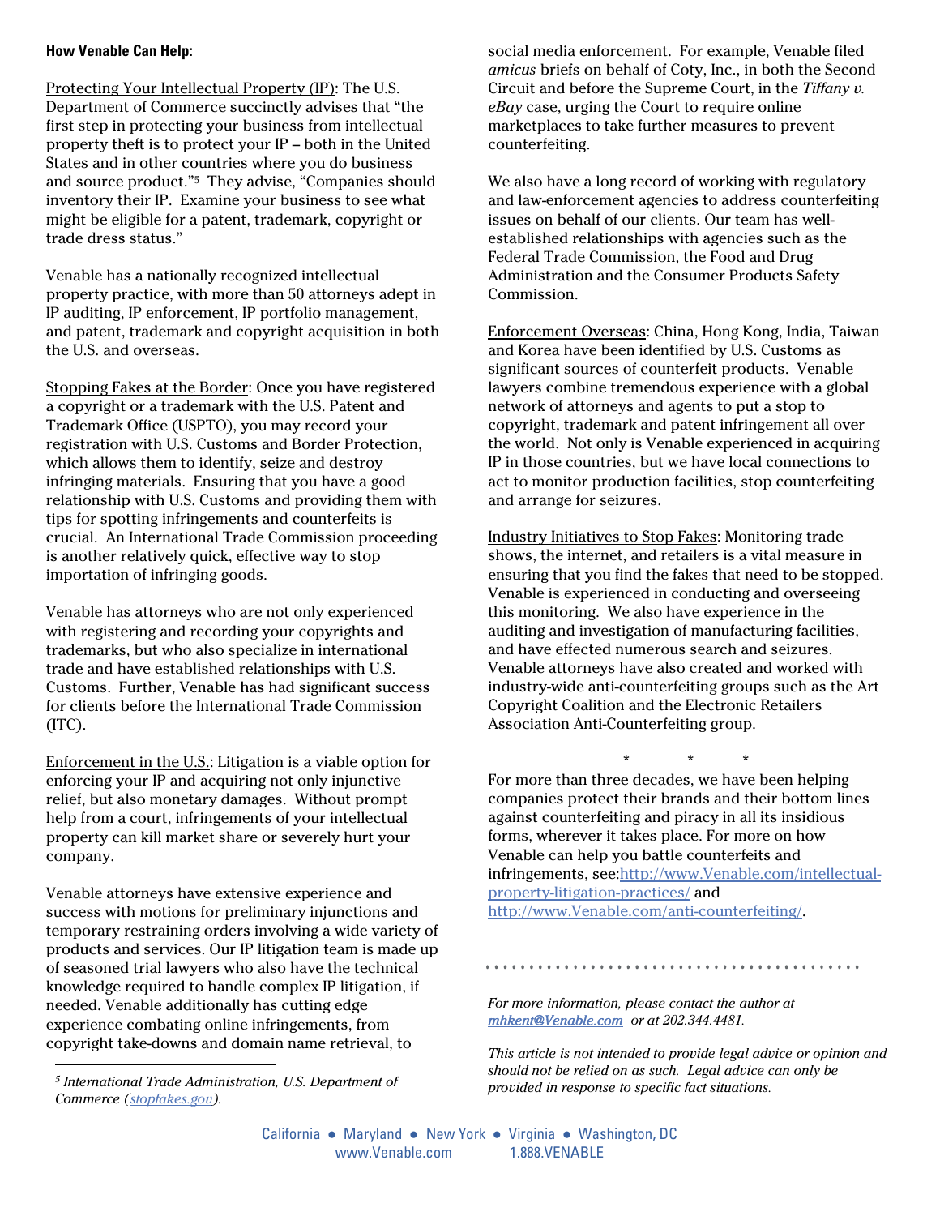**How Venable Can Help:**

Protecting Your Intellectual Property (IP): The U.S. Department of Commerce succinctly advises that "the first step in protecting your business from intellectual property theft is to protect your IP – both in the United States and in other countries where you do business and source product."[5] They advise, "Companies should inventory their IP. Examine your business to see what might be eligible for a patent, trademark, copyright or trade dress status."

Venable has a nationally recognized intellectual property practice, with more than 50 attorneys adept in IP auditing, IP enforcement, IP portfolio management, and patent, trademark and copyright acquisition in both the U.S. and overseas.

Stopping Fakes at the Border: Once you have registered a copyright or a trademark with the U.S. Patent and Trademark Office (USPTO), you may record your registration with U.S. Customs and Border Protection, which allows them to identify, seize and destroy infringing materials. Ensuring that you have a good relationship with U.S. Customs and providing them with tips for spotting infringements and counterfeits is crucial. An International Trade Commission proceeding is another relatively quick, effective way to stop importation of infringing goods.

Venable has attorneys who are not only experienced with registering and recording your copyrights and trademarks, but who also specialize in international trade and have established relationships with U.S. Customs. Further, Venable has had significant success for clients before the International Trade Commission (ITC).

Enforcement in the U.S.: Litigation is a viable option for enforcing your IP and acquiring not only injunctive relief, but also monetary damages. Without prompt help from a court, infringements of your intellectual property can kill market share or severely hurt your company.

Venable attorneys have extensive experience and success with motions for preliminary injunctions and temporary restraining orders involving a wide variety of products and services. Our IP litigation team is made up of seasoned trial lawyers who also have the technical knowledge required to handle complex IP litigation, if needed. Venable additionally has cutting edge experience combating online infringements, from copyright take-downs and domain name retrieval, to social media enforcement. For example, Venable filed *amicus* briefs on behalf of Coty, Inc., in both the Second Circuit and before the Supreme Court, in the *Tiffany v. eBay* case, urging the Court to require online marketplaces to take further measures to prevent counterfeiting.

We also have a long record of working with regulatory and law-enforcement agencies to address counterfeiting issues on behalf of our clients. Our team has well-established relationships with agencies such as the Federal Trade Commission, the Food and Drug Administration and the Consumer Products Safety Commission.

Enforcement Overseas: China, Hong Kong, India, Taiwan and Korea have been identified by U.S. Customs as significant sources of counterfeit products. Venable lawyers combine tremendous experience with a global network of attorneys and agents to put a stop to copyright, trademark and patent infringement all over the world. Not only is Venable experienced in acquiring IP in those countries, but we have local connections to act to monitor production facilities, stop counterfeiting and arrange for seizures.

Industry Initiatives to Stop Fakes: Monitoring trade shows, the internet, and retailers is a vital measure in ensuring that you find the fakes that need to be stopped. Venable is experienced in conducting and overseeing this monitoring. We also have experience in the auditing and investigation of manufacturing facilities, and have effected numerous search and seizures. Venable attorneys have also created and worked with industry-wide anti-counterfeiting groups such as the Art Copyright Coalition and the Electronic Retailers Association Anti-Counterfeiting group.

\* \* \*

For more than three decades, we have been helping companies protect their brands and their bottom lines against counterfeiting and piracy in all its insidious forms, wherever it takes place. For more on how Venable can help you battle counterfeits and infringements, see:http://www.Venable.com/intellectual-property-litigation-practices/ and http://www.Venable.com/anti-counterfeiting/.

*For more information, please contact the author at* ***mhkent@Venable.com*** *or at 202.344.4481.*

*This article is not intended to provide legal advice or opinion and should not be relied on as such. Legal advice can only be provided in response to specific fact situations.*

[5] *International Trade Administration, U.S. Department of Commerce (stopfakes.gov).*

California ● Maryland ● New York ● Virginia ● Washington, DC
www.Venable.com 1.888.VENABLE